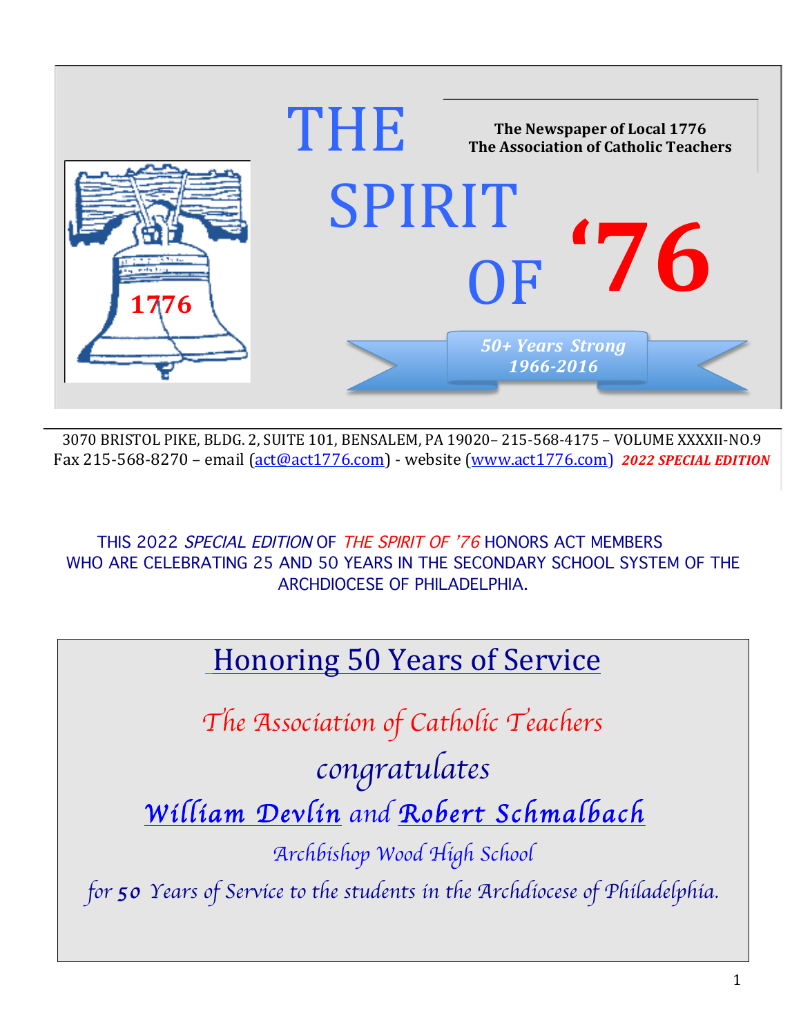# THE SPIRIT OF '76

**The Newspaper of Local 1776**
**The Association of Catholic Teachers**

1776

***50+ Years Strong***
***1966-2016***

3070 BRISTOL PIKE, BLDG. 2, SUITE 101, BENSALEM, PA 19020– 215-568-4175 – VOLUME XXXXII-NO.9
Fax 215-568-8270 – email (act@act1776.com) - website (www.act1776.com) ***2022 SPECIAL EDITION***

THIS 2022 *SPECIAL EDITION* OF *THE SPIRIT OF '76* HONORS ACT MEMBERS WHO ARE CELEBRATING 25 AND 50 YEARS IN THE SECONDARY SCHOOL SYSTEM OF THE ARCHDIOCESE OF PHILADELPHIA.

## Honoring 50 Years of Service

*The Association of Catholic Teachers*

*congratulates*

***William Devlin*** *and* ***Robert Schmalbach***

*Archbishop Wood High School*

*for **50** Years of Service to the students in the Archdiocese of Philadelphia.*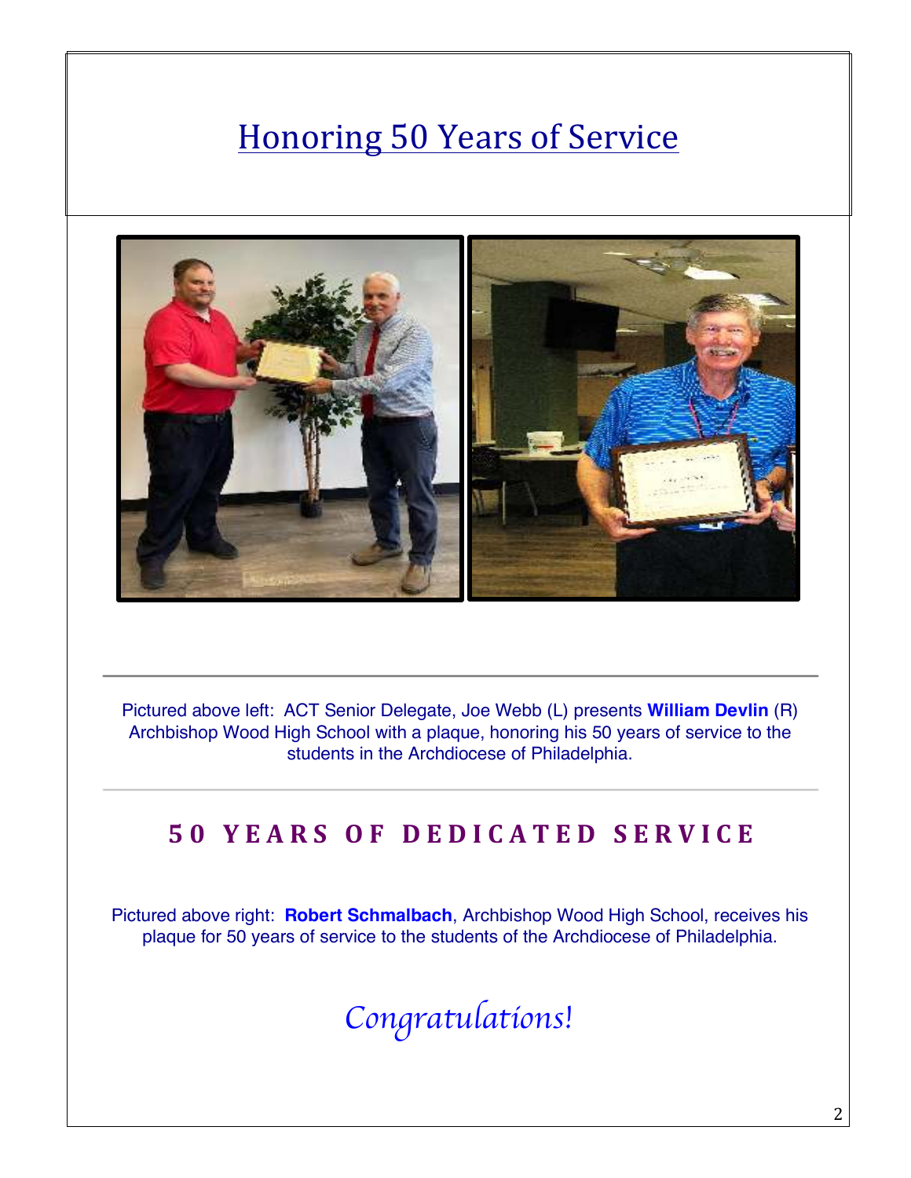# Honoring 50 Years of Service

Pictured above left: ACT Senior Delegate, Joe Webb (L) presents **William Devlin** (R) Archbishop Wood High School with a plaque, honoring his 50 years of service to the students in the Archdiocese of Philadelphia.

## 50 YEARS OF DEDICATED SERVICE

Pictured above right: **Robert Schmalbach**, Archbishop Wood High School, receives his plaque for 50 years of service to the students of the Archdiocese of Philadelphia.

*Congratulations!*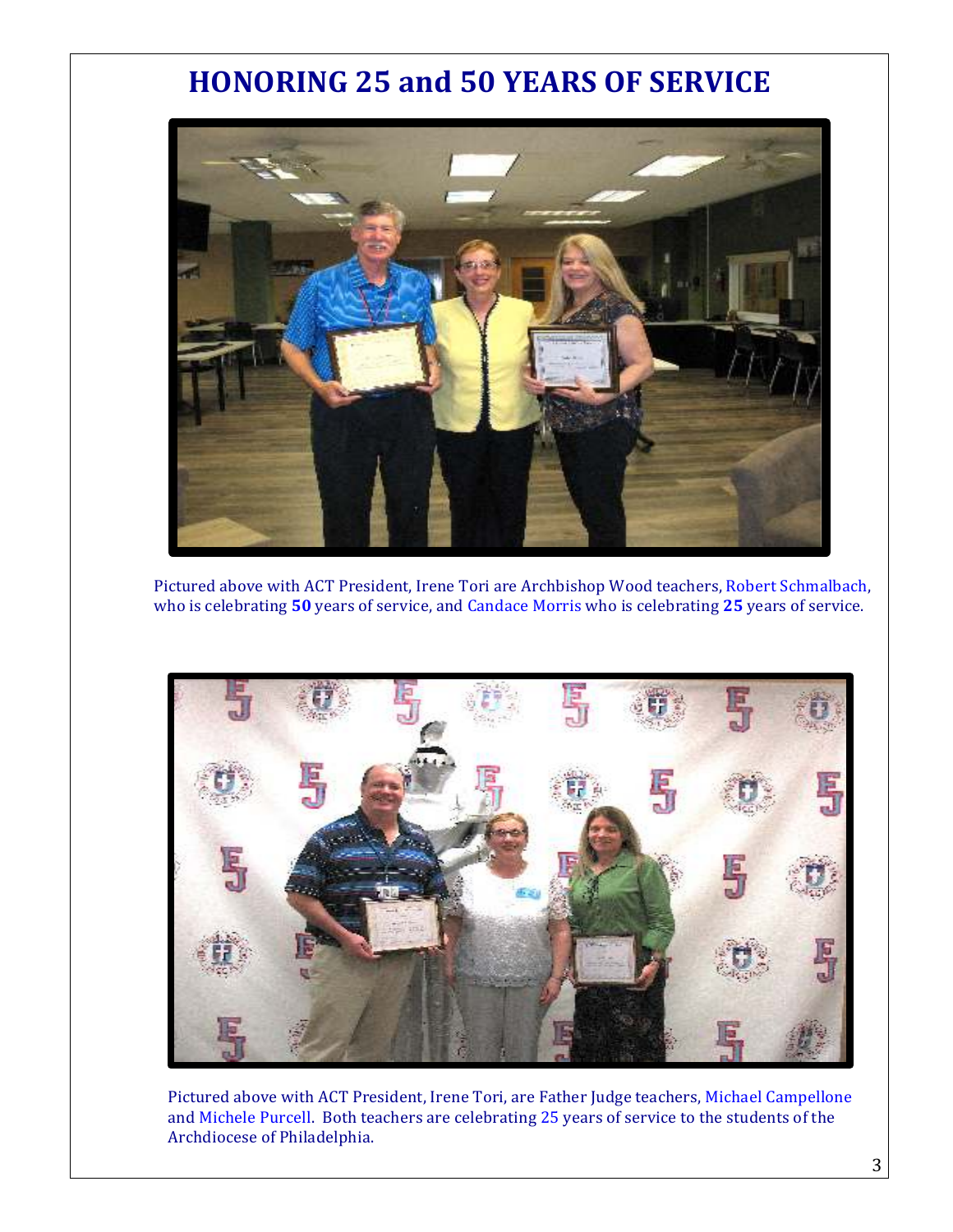# HONORING 25 and 50 YEARS OF SERVICE

Pictured above with ACT President, Irene Tori are Archbishop Wood teachers, Robert Schmalbach, who is celebrating **50** years of service, and Candace Morris who is celebrating **25** years of service.

Pictured above with ACT President, Irene Tori, are Father Judge teachers, Michael Campellone and Michele Purcell. Both teachers are celebrating 25 years of service to the students of the Archdiocese of Philadelphia.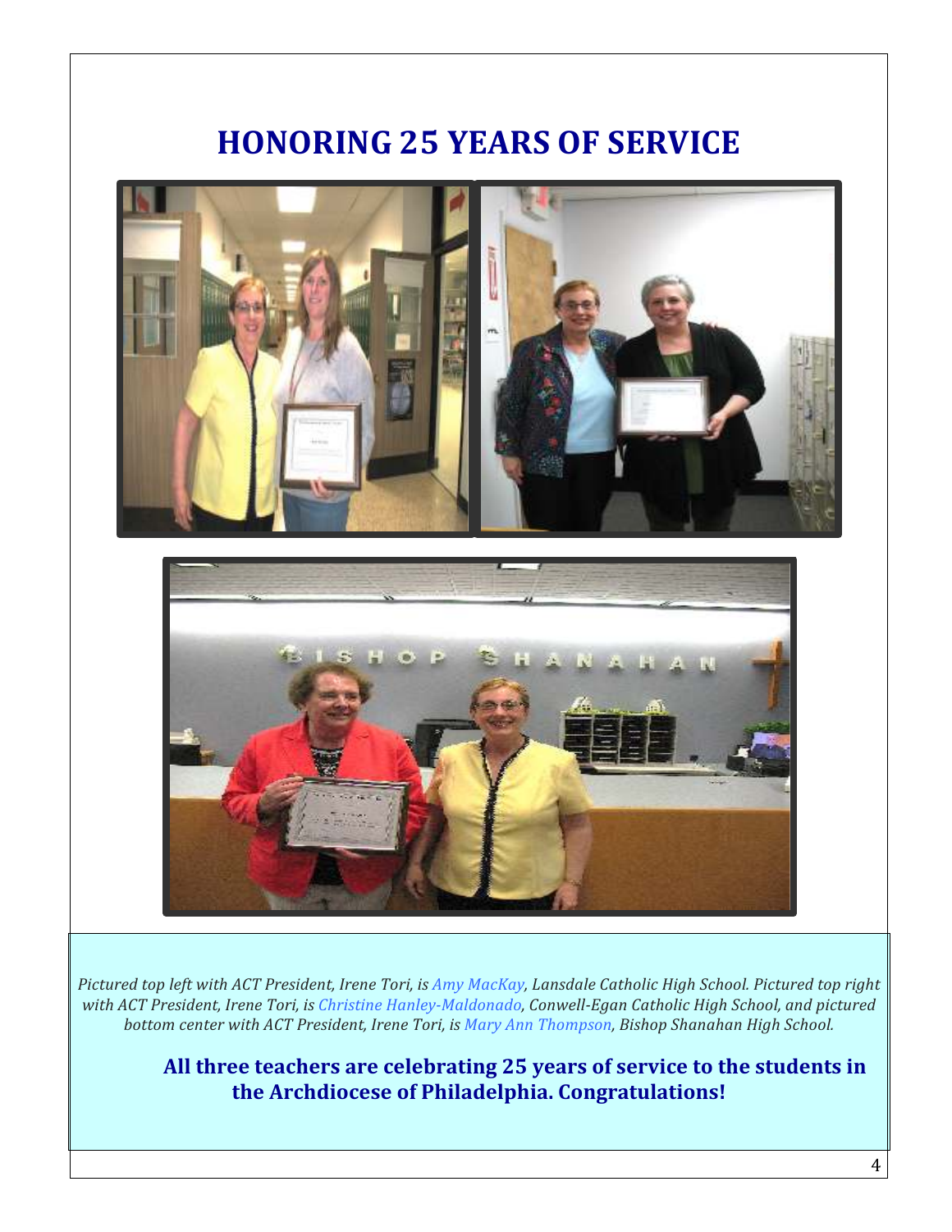# HONORING 25 YEARS OF SERVICE

*Pictured top left with ACT President, Irene Tori, is Amy MacKay, Lansdale Catholic High School. Pictured top right with ACT President, Irene Tori, is Christine Hanley-Maldonado, Conwell-Egan Catholic High School, and pictured bottom center with ACT President, Irene Tori, is Mary Ann Thompson, Bishop Shanahan High School.*

**All three teachers are celebrating 25 years of service to the students in the Archdiocese of Philadelphia. Congratulations!**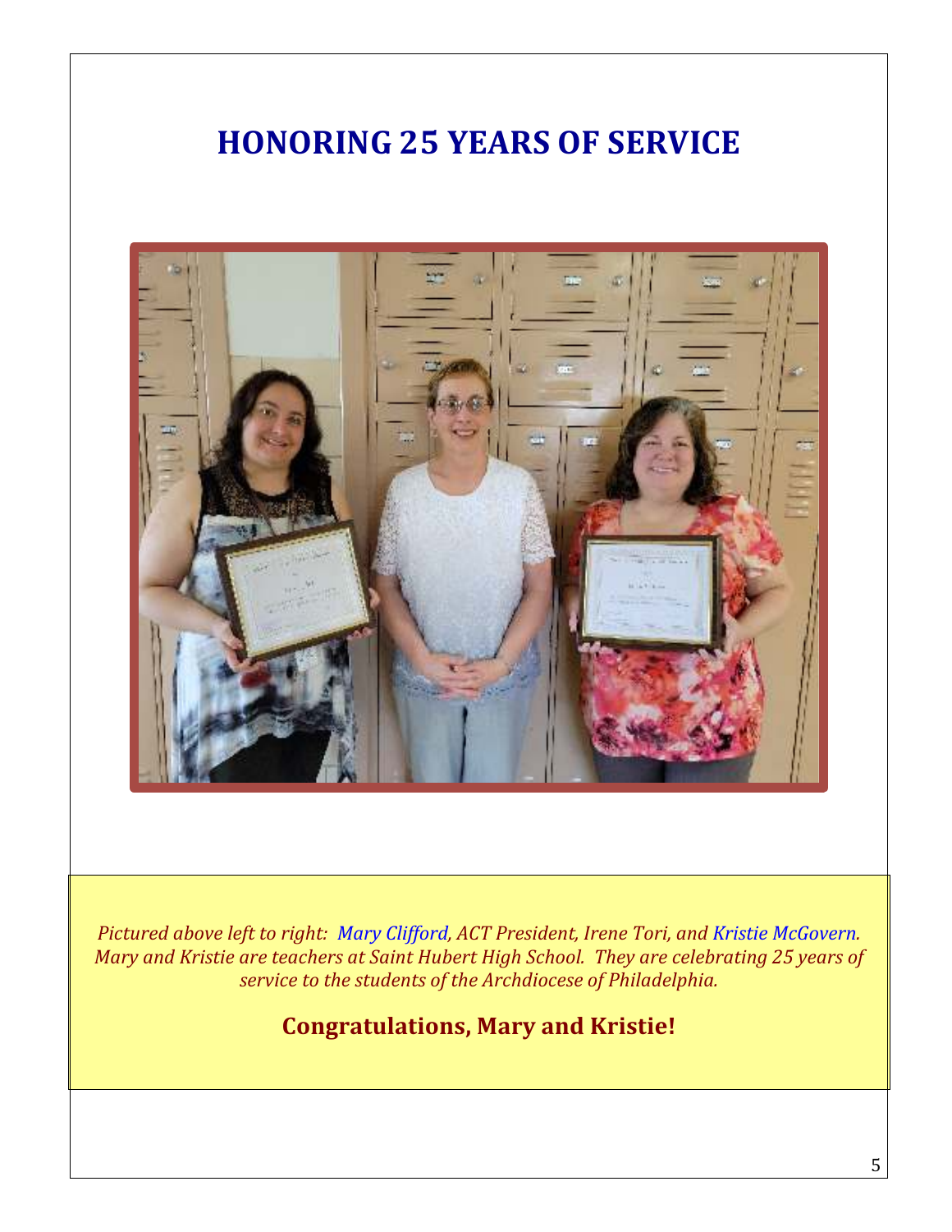# HONORING 25 YEARS OF SERVICE

*Pictured above left to right: Mary Clifford, ACT President, Irene Tori, and Kristie McGovern. Mary and Kristie are teachers at Saint Hubert High School. They are celebrating 25 years of service to the students of the Archdiocese of Philadelphia.*

**Congratulations, Mary and Kristie!**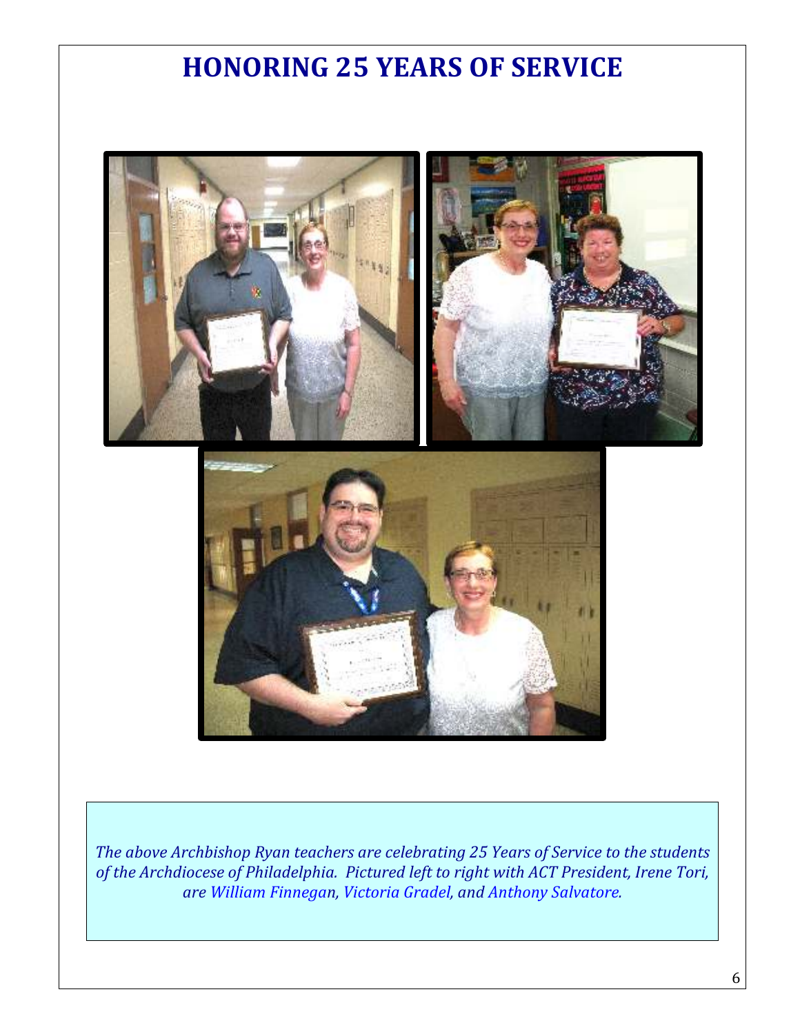# HONORING 25 YEARS OF SERVICE

*The above Archbishop Ryan teachers are celebrating 25 Years of Service to the students of the Archdiocese of Philadelphia. Pictured left to right with ACT President, Irene Tori, are William Finnegan, Victoria Gradel, and Anthony Salvatore.*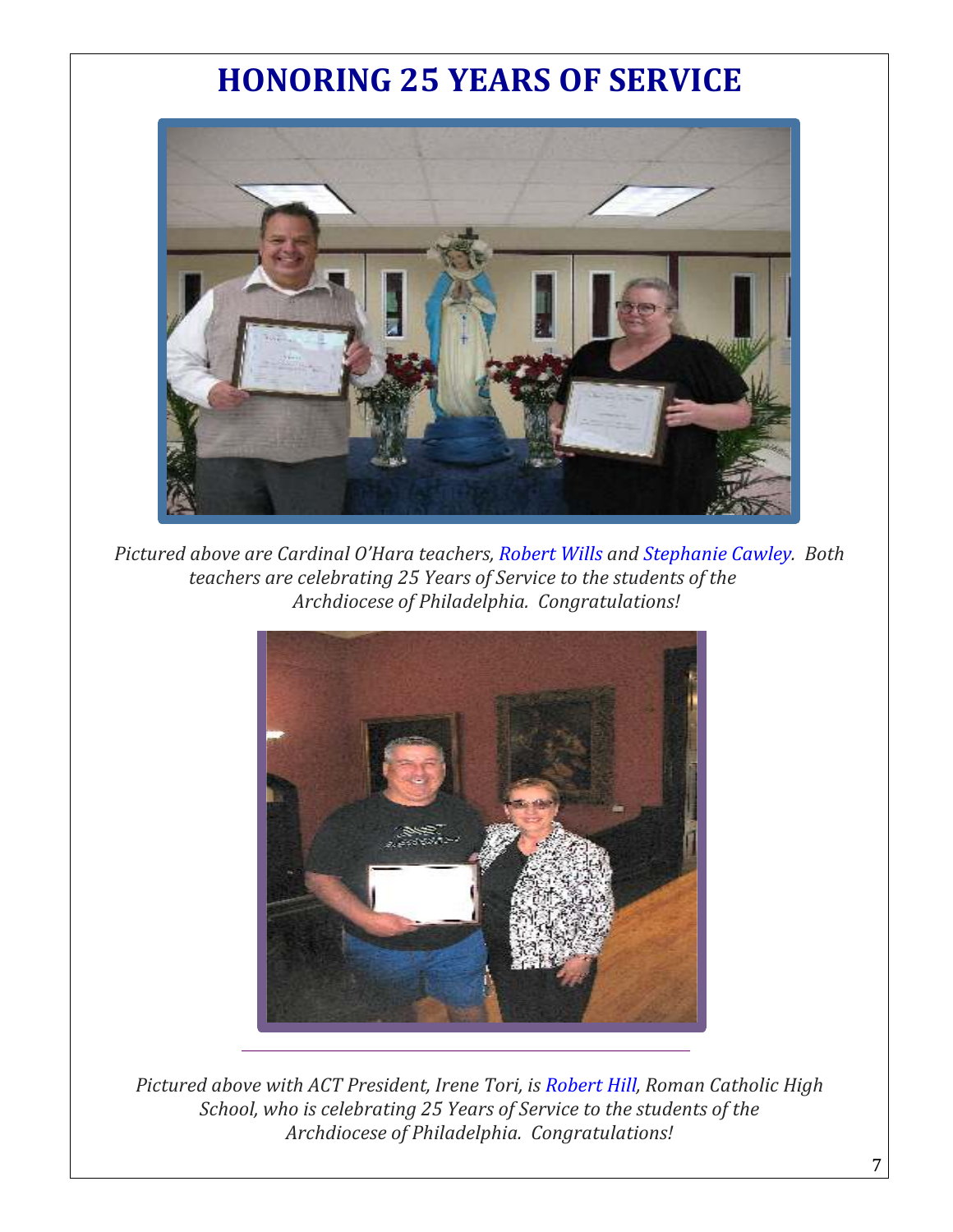# HONORING 25 YEARS OF SERVICE

*Pictured above are Cardinal O'Hara teachers, Robert Wills and Stephanie Cawley. Both teachers are celebrating 25 Years of Service to the students of the Archdiocese of Philadelphia. Congratulations!*

---

*Pictured above with ACT President, Irene Tori, is Robert Hill, Roman Catholic High School, who is celebrating 25 Years of Service to the students of the Archdiocese of Philadelphia. Congratulations!*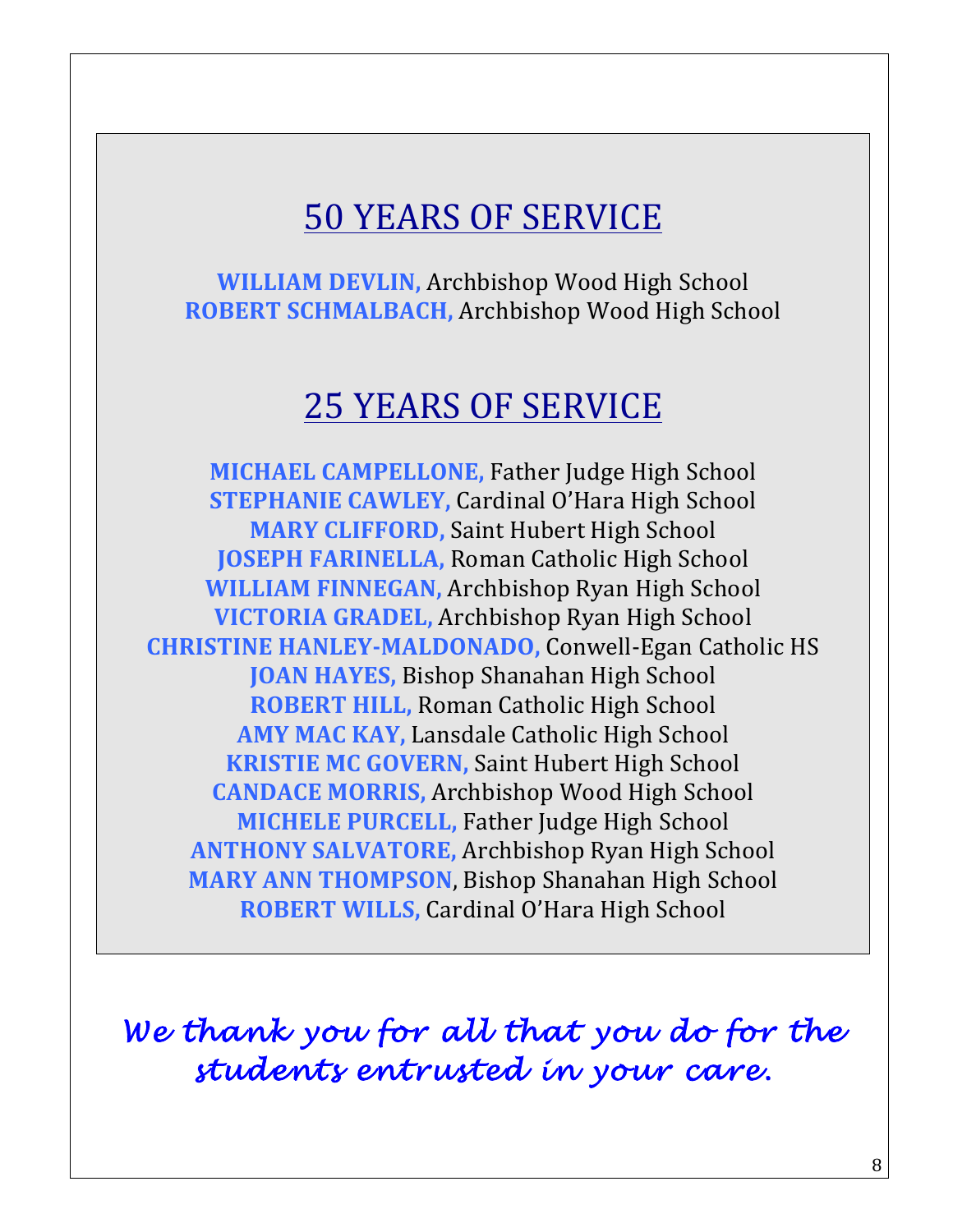## 50 YEARS OF SERVICE

**WILLIAM DEVLIN,** Archbishop Wood High School
**ROBERT SCHMALBACH,** Archbishop Wood High School

## 25 YEARS OF SERVICE

**MICHAEL CAMPELLONE,** Father Judge High School
**STEPHANIE CAWLEY,** Cardinal O'Hara High School
**MARY CLIFFORD,** Saint Hubert High School
**JOSEPH FARINELLA,** Roman Catholic High School
**WILLIAM FINNEGAN,** Archbishop Ryan High School
**VICTORIA GRADEL,** Archbishop Ryan High School
**CHRISTINE HANLEY-MALDONADO,** Conwell-Egan Catholic HS
**JOAN HAYES,** Bishop Shanahan High School
**ROBERT HILL,** Roman Catholic High School
**AMY MAC KAY,** Lansdale Catholic High School
**KRISTIE MC GOVERN,** Saint Hubert High School
**CANDACE MORRIS,** Archbishop Wood High School
**MICHELE PURCELL,** Father Judge High School
**ANTHONY SALVATORE,** Archbishop Ryan High School
**MARY ANN THOMPSON**, Bishop Shanahan High School
**ROBERT WILLS,** Cardinal O'Hara High School

*We thank you for all that you do for the students entrusted in your care.*